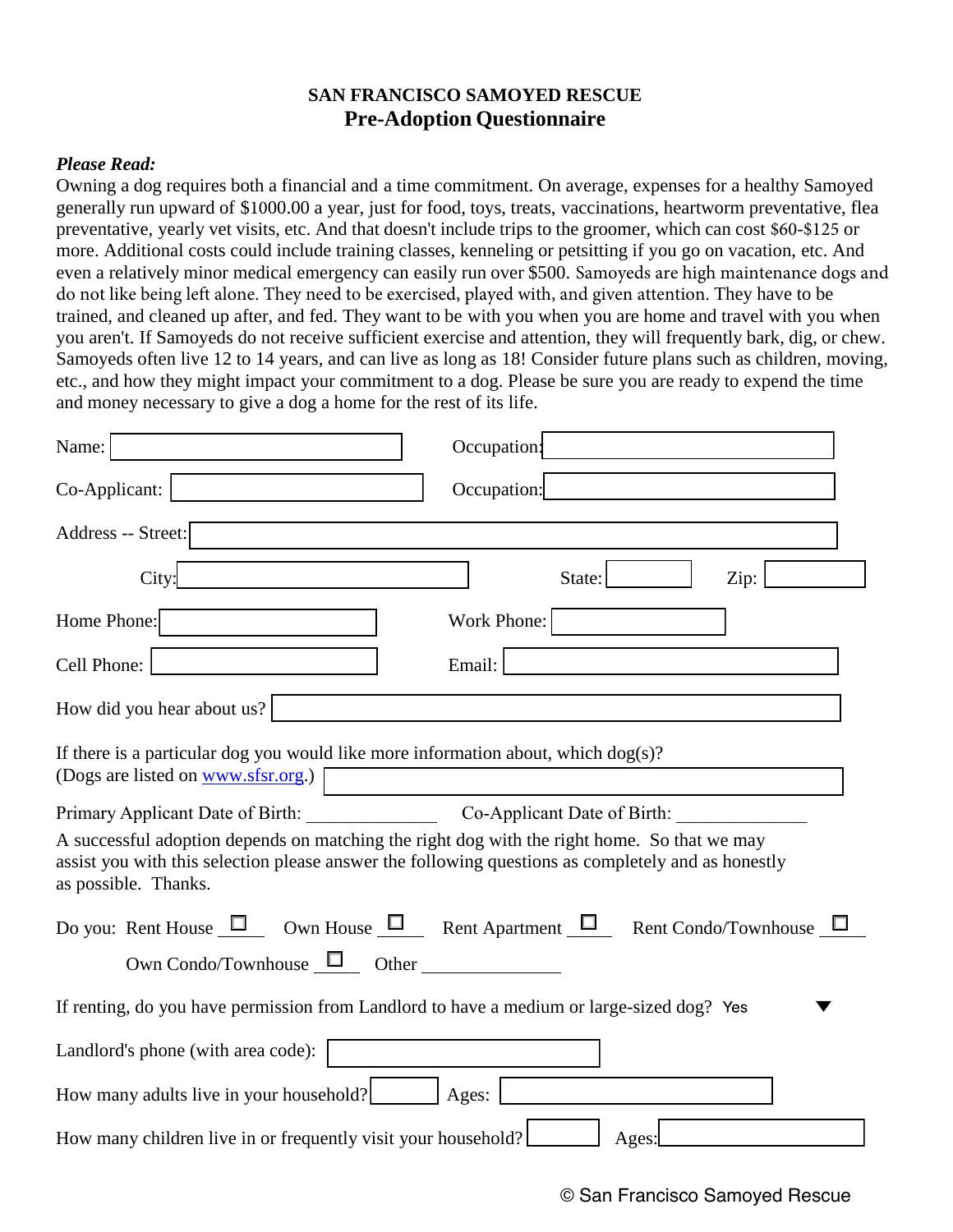**SAN FRANCISCO SAMOYED RESCUE**

# Pre-Adoption Questionnaire

***Please Read:***

Owning a dog requires both a financial and a time commitment. On average, expenses for a healthy Samoyed generally run upward of $1000.00 a year, just for food, toys, treats, vaccinations, heartworm preventative, flea preventative, yearly vet visits, etc. And that doesn't include trips to the groomer, which can cost $60-$125 or more. Additional costs could include training classes, kenneling or petsitting if you go on vacation, etc. And even a relatively minor medical emergency can easily run over $500. Samoyeds are high maintenance dogs and do not like being left alone. They need to be exercised, played with, and given attention. They have to be trained, and cleaned up after, and fed. They want to be with you when you are home and travel with you when you aren't. If Samoyeds do not receive sufficient exercise and attention, they will frequently bark, dig, or chew. Samoyeds often live 12 to 14 years, and can live as long as 18! Consider future plans such as children, moving, etc., and how they might impact your commitment to a dog. Please be sure you are ready to expend the time and money necessary to give a dog a home for the rest of its life.

Name: ______________ Occupation: ______________

Co-Applicant: ______________ Occupation: ______________

Address -- Street: ______________

City: ______________ State: ______ Zip: ______

Home Phone: ______________ Work Phone: ______________

Cell Phone: ______________ Email: ______________

How did you hear about us? ______________

If there is a particular dog you would like more information about, which dog(s)?
(Dogs are listed on www.sfsr.org.) ______________

Primary Applicant Date of Birth: ______________ Co-Applicant Date of Birth: ______________

A successful adoption depends on matching the right dog with the right home. So that we may assist you with this selection please answer the following questions as completely and as honestly as possible. Thanks.

Do you: Rent House ☐ Own House ☐ Rent Apartment ☐ Rent Condo/Townhouse ☐
Own Condo/Townhouse ☐ Other ______________

If renting, do you have permission from Landlord to have a medium or large-sized dog? Yes

Landlord's phone (with area code): ______________

How many adults live in your household? ______ Ages: ______________

How many children live in or frequently visit your household? ______ Ages: ______________

© San Francisco Samoyed Rescue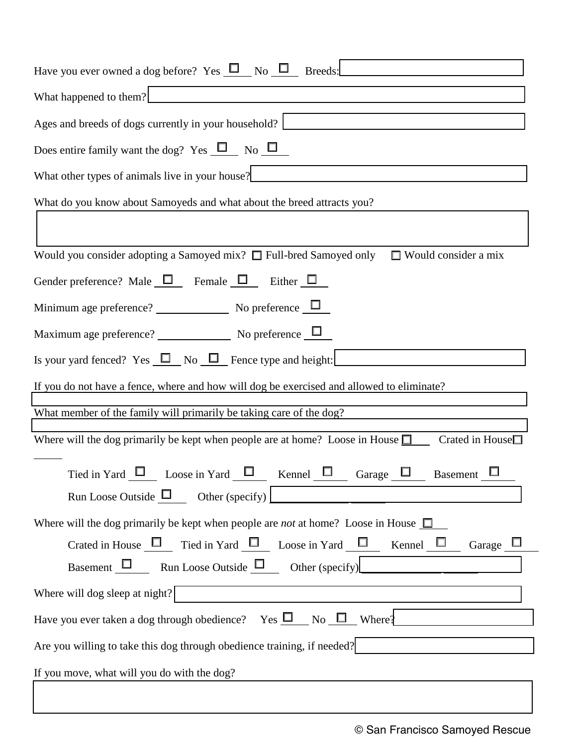Have you ever owned a dog before? Yes ☐ No ☐ Breeds: ____________

What happened to them? ____________

Ages and breeds of dogs currently in your household? ____________

Does entire family want the dog? Yes ☐ No ☐

What other types of animals live in your house? ____________

What do you know about Samoyeds and what about the breed attracts you?

____________

Would you consider adopting a Samoyed mix? ☐ Full-bred Samoyed only ☐ Would consider a mix

Gender preference? Male ☐ Female ☐ Either ☐

Minimum age preference? ____________ No preference ☐

Maximum age preference? ____________ No preference ☐

Is your yard fenced? Yes ☐ No ☐ Fence type and height: ____________

If you do not have a fence, where and how will dog be exercised and allowed to eliminate?

____________

What member of the family will primarily be taking care of the dog?

____________

Where will the dog primarily be kept when people are at home? Loose in House ☐ Crated in House ☐

Tied in Yard ☐ Loose in Yard ☐ Kennel ☐ Garage ☐ Basement ☐

Run Loose Outside ☐ Other (specify) ____________

Where will the dog primarily be kept when people are *not* at home? Loose in House ☐

Crated in House ☐ Tied in Yard ☐ Loose in Yard ☐ Kennel ☐ Garage ☐

Basement ☐ Run Loose Outside ☐ Other (specify) ____________

Where will dog sleep at night? ____________

Have you ever taken a dog through obedience? Yes ☐ No ☐ Where? ____________

Are you willing to take this dog through obedience training, if needed? ____________

If you move, what will you do with the dog?

____________

© San Francisco Samoyed Rescue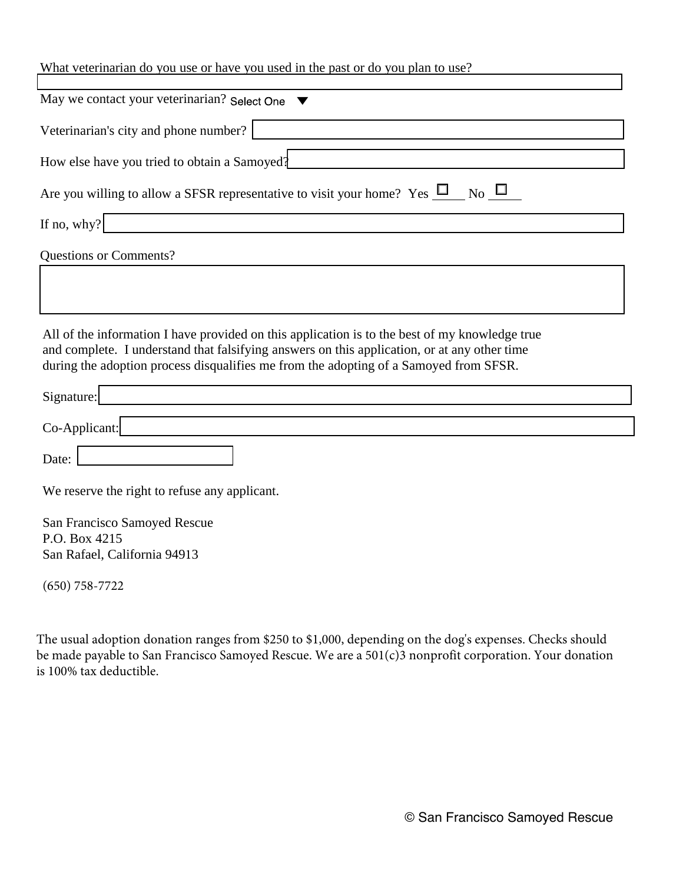What veterinarian do you use or have you used in the past or do you plan to use?

May we contact your veterinarian? Select One ▼

Veterinarian's city and phone number?

How else have you tried to obtain a Samoyed?

Are you willing to allow a SFSR representative to visit your home? Yes ☐ No ☐

If no, why?

Questions or Comments?

All of the information I have provided on this application is to the best of my knowledge true and complete. I understand that falsifying answers on this application, or at any other time during the adoption process disqualifies me from the adopting of a Samoyed from SFSR.

Signature:

Co-Applicant:

Date:

We reserve the right to refuse any applicant.

San Francisco Samoyed Rescue
P.O. Box 4215
San Rafael, California 94913

(650) 758-7722

The usual adoption donation ranges from $250 to $1,000, depending on the dog's expenses. Checks should be made payable to San Francisco Samoyed Rescue. We are a 501(c)3 nonprofit corporation. Your donation is 100% tax deductible.

© San Francisco Samoyed Rescue